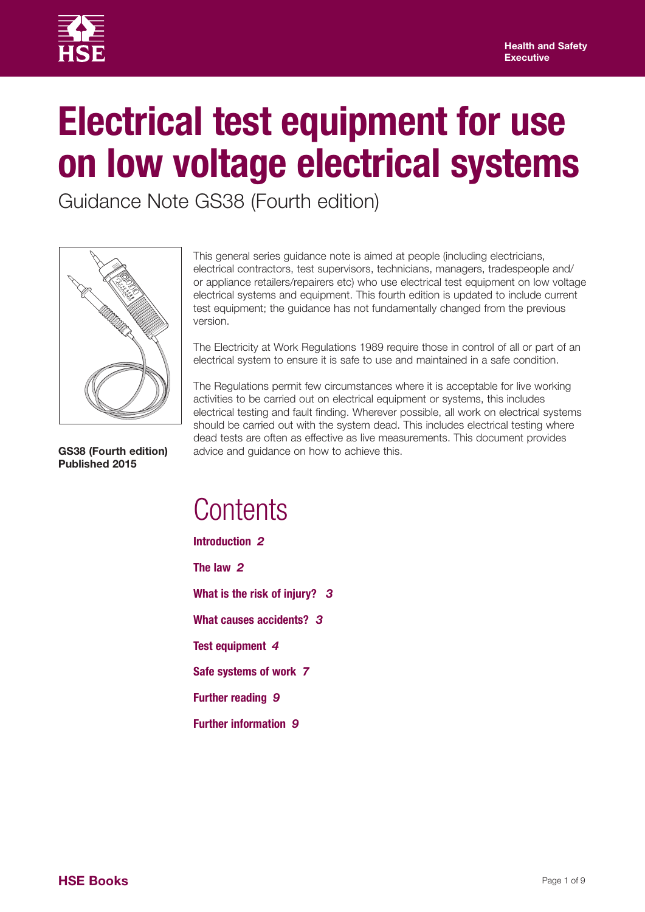Health and Safety Executive

# Electrical test equipment for use on low voltage electrical systems

Guidance Note GS38 (Fourth edition)

**GS38 (Fourth edition)**
**Published 2015**

This general series guidance note is aimed at people (including electricians, electrical contractors, test supervisors, technicians, managers, tradespeople and/or appliance retailers/repairers etc) who use electrical test equipment on low voltage electrical systems and equipment. This fourth edition is updated to include current test equipment; the guidance has not fundamentally changed from the previous version.

The Electricity at Work Regulations 1989 require those in control of all or part of an electrical system to ensure it is safe to use and maintained in a safe condition.

The Regulations permit few circumstances where it is acceptable for live working activities to be carried out on electrical equipment or systems, this includes electrical testing and fault finding. Wherever possible, all work on electrical systems should be carried out with the system dead. This includes electrical testing where dead tests are often as effective as live measurements. This document provides advice and guidance on how to achieve this.

## Contents

**Introduction** *2*

**The law** *2*

**What is the risk of injury?** *3*

**What causes accidents?** *3*

**Test equipment** *4*

**Safe systems of work** *7*

**Further reading** *9*

**Further information** *9*

**HSE Books**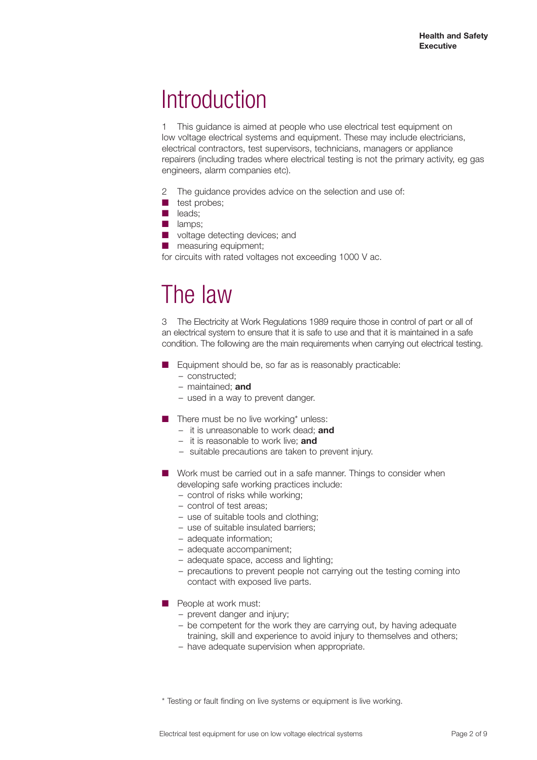# Introduction

1 This guidance is aimed at people who use electrical test equipment on low voltage electrical systems and equipment. These may include electricians, electrical contractors, test supervisors, technicians, managers or appliance repairers (including trades where electrical testing is not the primary activity, eg gas engineers, alarm companies etc).

2 The guidance provides advice on the selection and use of:

- test probes;
- leads;
- lamps;
- voltage detecting devices; and
- measuring equipment;

for circuits with rated voltages not exceeding 1000 V ac.

# The law

3 The Electricity at Work Regulations 1989 require those in control of part or all of an electrical system to ensure that it is safe to use and that it is maintained in a safe condition. The following are the main requirements when carrying out electrical testing.

- Equipment should be, so far as is reasonably practicable:
  - constructed;
  - maintained; **and**
  - used in a way to prevent danger.

- There must be no live working* unless:
  - it is unreasonable to work dead; **and**
  - it is reasonable to work live; **and**
  - suitable precautions are taken to prevent injury.

- Work must be carried out in a safe manner. Things to consider when developing safe working practices include:
  - control of risks while working;
  - control of test areas;
  - use of suitable tools and clothing;
  - use of suitable insulated barriers;
  - adequate information;
  - adequate accompaniment;
  - adequate space, access and lighting;
  - precautions to prevent people not carrying out the testing coming into contact with exposed live parts.

- People at work must:
  - prevent danger and injury;
  - be competent for the work they are carrying out, by having adequate training, skill and experience to avoid injury to themselves and others;
  - have adequate supervision when appropriate.

* Testing or fault finding on live systems or equipment is live working.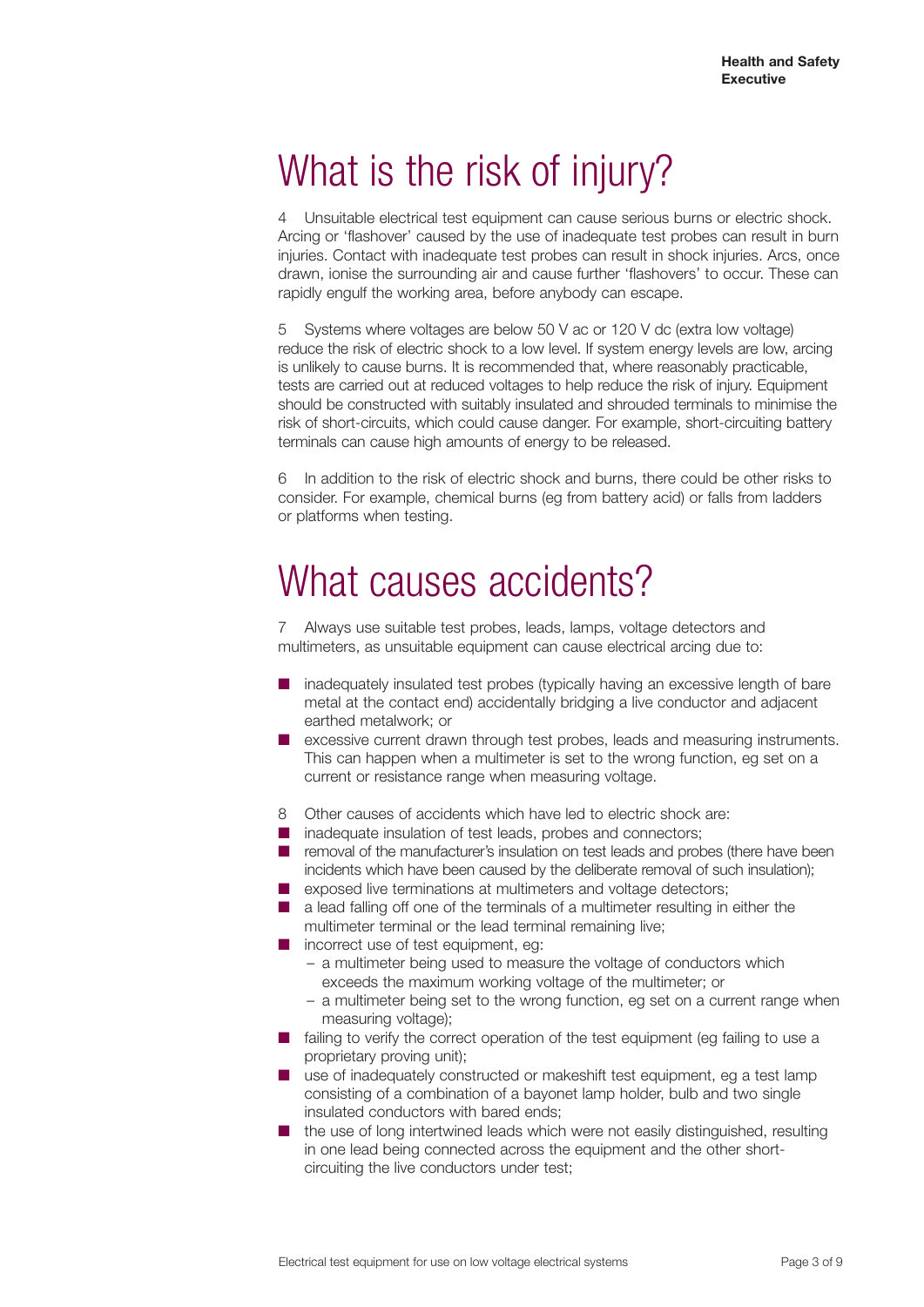# What is the risk of injury?

4 Unsuitable electrical test equipment can cause serious burns or electric shock. Arcing or 'flashover' caused by the use of inadequate test probes can result in burn injuries. Contact with inadequate test probes can result in shock injuries. Arcs, once drawn, ionise the surrounding air and cause further 'flashovers' to occur. These can rapidly engulf the working area, before anybody can escape.

5 Systems where voltages are below 50 V ac or 120 V dc (extra low voltage) reduce the risk of electric shock to a low level. If system energy levels are low, arcing is unlikely to cause burns. It is recommended that, where reasonably practicable, tests are carried out at reduced voltages to help reduce the risk of injury. Equipment should be constructed with suitably insulated and shrouded terminals to minimise the risk of short-circuits, which could cause danger. For example, short-circuiting battery terminals can cause high amounts of energy to be released.

6 In addition to the risk of electric shock and burns, there could be other risks to consider. For example, chemical burns (eg from battery acid) or falls from ladders or platforms when testing.

# What causes accidents?

7 Always use suitable test probes, leads, lamps, voltage detectors and multimeters, as unsuitable equipment can cause electrical arcing due to:

- inadequately insulated test probes (typically having an excessive length of bare metal at the contact end) accidentally bridging a live conductor and adjacent earthed metalwork; or
- excessive current drawn through test probes, leads and measuring instruments. This can happen when a multimeter is set to the wrong function, eg set on a current or resistance range when measuring voltage.

8 Other causes of accidents which have led to electric shock are:

- inadequate insulation of test leads, probes and connectors;
- removal of the manufacturer's insulation on test leads and probes (there have been incidents which have been caused by the deliberate removal of such insulation);
- exposed live terminations at multimeters and voltage detectors;
- a lead falling off one of the terminals of a multimeter resulting in either the multimeter terminal or the lead terminal remaining live;
- incorrect use of test equipment, eg:
  - a multimeter being used to measure the voltage of conductors which exceeds the maximum working voltage of the multimeter; or
  - a multimeter being set to the wrong function, eg set on a current range when measuring voltage);
- failing to verify the correct operation of the test equipment (eg failing to use a proprietary proving unit);
- use of inadequately constructed or makeshift test equipment, eg a test lamp consisting of a combination of a bayonet lamp holder, bulb and two single insulated conductors with bared ends;
- the use of long intertwined leads which were not easily distinguished, resulting in one lead being connected across the equipment and the other short-circuiting the live conductors under test;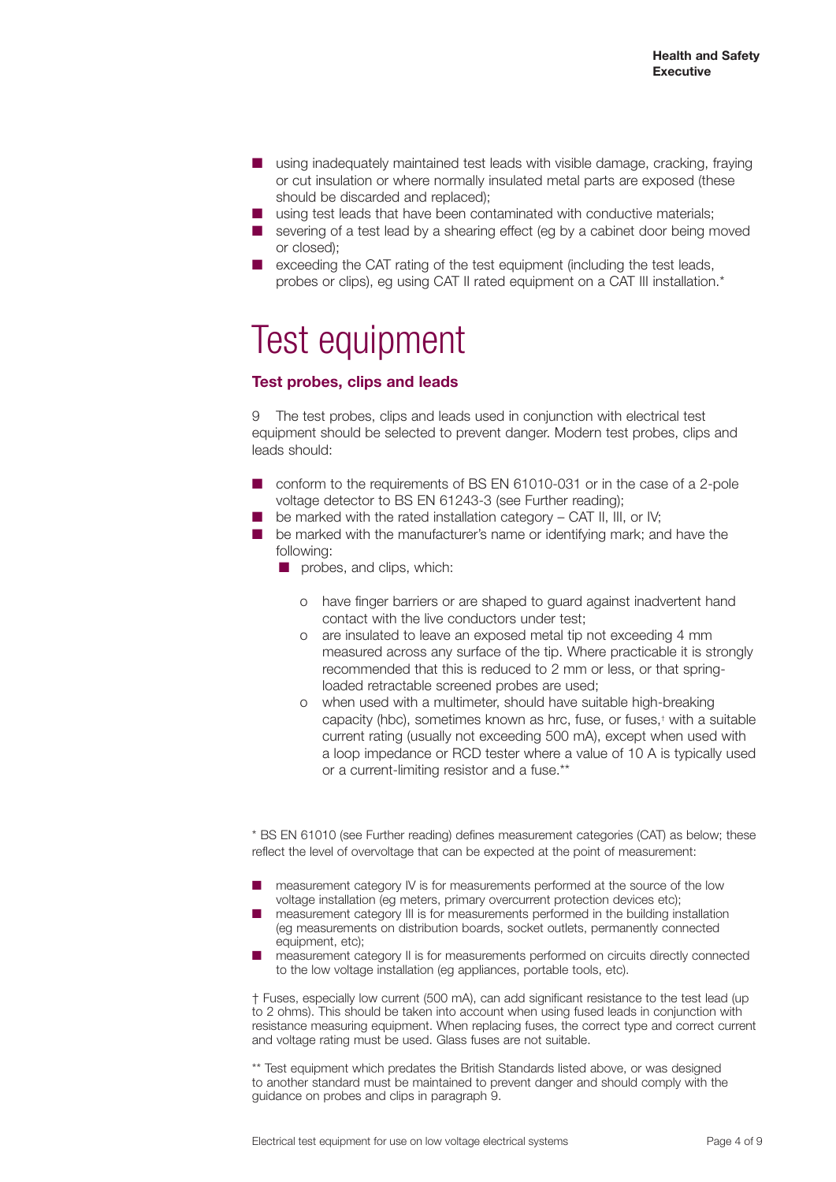- using inadequately maintained test leads with visible damage, cracking, fraying or cut insulation or where normally insulated metal parts are exposed (these should be discarded and replaced);
- using test leads that have been contaminated with conductive materials;
- severing of a test lead by a shearing effect (eg by a cabinet door being moved or closed);
- exceeding the CAT rating of the test equipment (including the test leads, probes or clips), eg using CAT II rated equipment on a CAT III installation.*

# Test equipment

### Test probes, clips and leads

9 The test probes, clips and leads used in conjunction with electrical test equipment should be selected to prevent danger. Modern test probes, clips and leads should:

- conform to the requirements of BS EN 61010-031 or in the case of a 2-pole voltage detector to BS EN 61243-3 (see Further reading);
- be marked with the rated installation category – CAT II, III, or IV;
- be marked with the manufacturer's name or identifying mark; and have the following:
  - probes, and clips, which:
    - have finger barriers or are shaped to guard against inadvertent hand contact with the live conductors under test;
    - are insulated to leave an exposed metal tip not exceeding 4 mm measured across any surface of the tip. Where practicable it is strongly recommended that this is reduced to 2 mm or less, or that spring-loaded retractable screened probes are used;
    - when used with a multimeter, should have suitable high-breaking capacity (hbc), sometimes known as hrc, fuse, or fuses,† with a suitable current rating (usually not exceeding 500 mA), except when used with a loop impedance or RCD tester where a value of 10 A is typically used or a current-limiting resistor and a fuse.**

\* BS EN 61010 (see Further reading) defines measurement categories (CAT) as below; these reflect the level of overvoltage that can be expected at the point of measurement:

- measurement category IV is for measurements performed at the source of the low voltage installation (eg meters, primary overcurrent protection devices etc);
- measurement category III is for measurements performed in the building installation (eg measurements on distribution boards, socket outlets, permanently connected equipment, etc);
- measurement category II is for measurements performed on circuits directly connected to the low voltage installation (eg appliances, portable tools, etc).

† Fuses, especially low current (500 mA), can add significant resistance to the test lead (up to 2 ohms). This should be taken into account when using fused leads in conjunction with resistance measuring equipment. When replacing fuses, the correct type and correct current and voltage rating must be used. Glass fuses are not suitable.

** Test equipment which predates the British Standards listed above, or was designed to another standard must be maintained to prevent danger and should comply with the guidance on probes and clips in paragraph 9.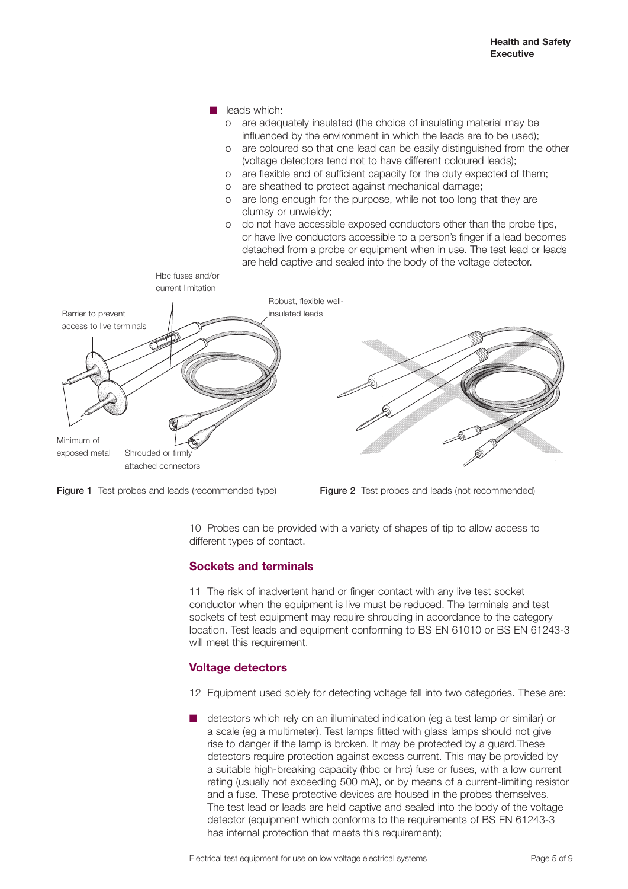- leads which:
  - are adequately insulated (the choice of insulating material may be influenced by the environment in which the leads are to be used);
  - are coloured so that one lead can be easily distinguished from the other (voltage detectors tend not to have different coloured leads);
  - are flexible and of sufficient capacity for the duty expected of them;
  - are sheathed to protect against mechanical damage;
  - are long enough for the purpose, while not too long that they are clumsy or unwieldy;
  - do not have accessible exposed conductors other than the probe tips, or have live conductors accessible to a person's finger if a lead becomes detached from a probe or equipment when in use. The test lead or leads are held captive and sealed into the body of the voltage detector.

**Figure 1** Test probes and leads (recommended type)

**Figure 2** Test probes and leads (not recommended)

10 Probes can be provided with a variety of shapes of tip to allow access to different types of contact.

## Sockets and terminals

11 The risk of inadvertent hand or finger contact with any live test socket conductor when the equipment is live must be reduced. The terminals and test sockets of test equipment may require shrouding in accordance to the category location. Test leads and equipment conforming to BS EN 61010 or BS EN 61243-3 will meet this requirement.

## Voltage detectors

12 Equipment used solely for detecting voltage fall into two categories. These are:

- detectors which rely on an illuminated indication (eg a test lamp or similar) or a scale (eg a multimeter). Test lamps fitted with glass lamps should not give rise to danger if the lamp is broken. It may be protected by a guard.These detectors require protection against excess current. This may be provided by a suitable high-breaking capacity (hbc or hrc) fuse or fuses, with a low current rating (usually not exceeding 500 mA), or by means of a current-limiting resistor and a fuse. These protective devices are housed in the probes themselves. The test lead or leads are held captive and sealed into the body of the voltage detector (equipment which conforms to the requirements of BS EN 61243-3 has internal protection that meets this requirement);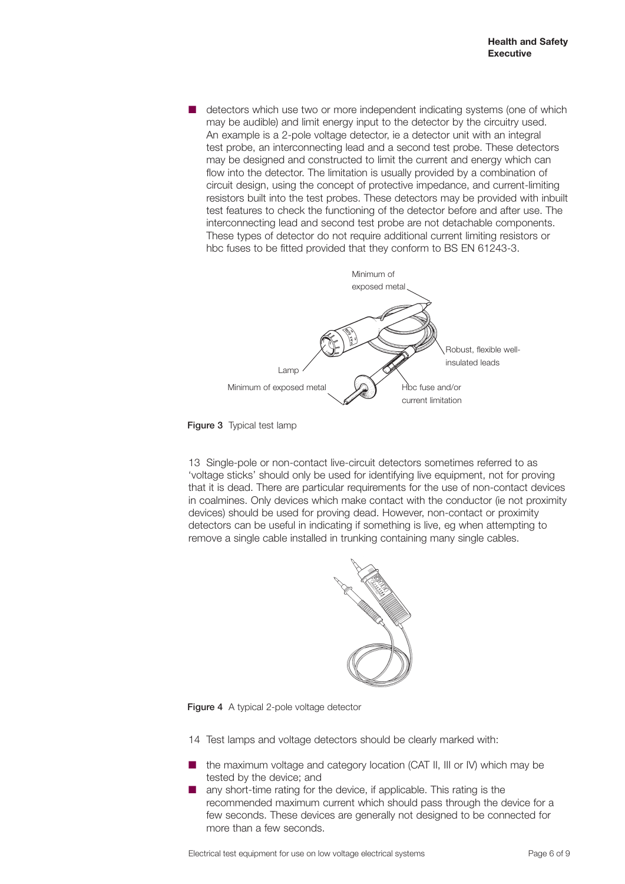- detectors which use two or more independent indicating systems (one of which may be audible) and limit energy input to the detector by the circuitry used. An example is a 2-pole voltage detector, ie a detector unit with an integral test probe, an interconnecting lead and a second test probe. These detectors may be designed and constructed to limit the current and energy which can flow into the detector. The limitation is usually provided by a combination of circuit design, using the concept of protective impedance, and current-limiting resistors built into the test probes. These detectors may be provided with inbuilt test features to check the functioning of the detector before and after use. The interconnecting lead and second test probe are not detachable components. These types of detector do not require additional current limiting resistors or hbc fuses to be fitted provided that they conform to BS EN 61243-3.

**Figure 3** Typical test lamp

13 Single-pole or non-contact live-circuit detectors sometimes referred to as 'voltage sticks' should only be used for identifying live equipment, not for proving that it is dead. There are particular requirements for the use of non-contact devices in coalmines. Only devices which make contact with the conductor (ie not proximity devices) should be used for proving dead. However, non-contact or proximity detectors can be useful in indicating if something is live, eg when attempting to remove a single cable installed in trunking containing many single cables.

**Figure 4** A typical 2-pole voltage detector

14 Test lamps and voltage detectors should be clearly marked with:

- the maximum voltage and category location (CAT II, III or IV) which may be tested by the device; and
- any short-time rating for the device, if applicable. This rating is the recommended maximum current which should pass through the device for a few seconds. These devices are generally not designed to be connected for more than a few seconds.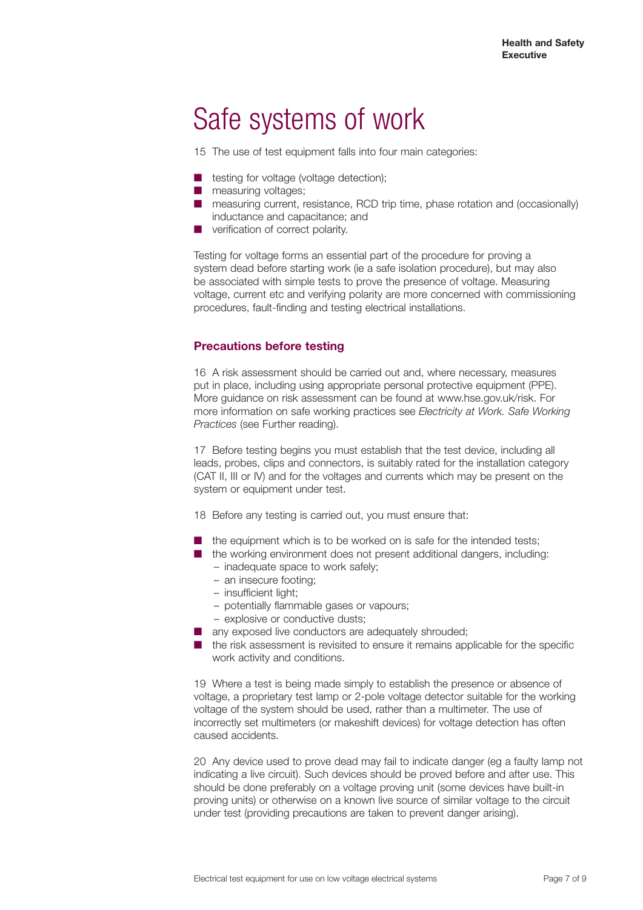# Safe systems of work

15 The use of test equipment falls into four main categories:

- testing for voltage (voltage detection);
- measuring voltages;
- measuring current, resistance, RCD trip time, phase rotation and (occasionally) inductance and capacitance; and
- verification of correct polarity.

Testing for voltage forms an essential part of the procedure for proving a system dead before starting work (ie a safe isolation procedure), but may also be associated with simple tests to prove the presence of voltage. Measuring voltage, current etc and verifying polarity are more concerned with commissioning procedures, fault-finding and testing electrical installations.

## Precautions before testing

16 A risk assessment should be carried out and, where necessary, measures put in place, including using appropriate personal protective equipment (PPE). More guidance on risk assessment can be found at www.hse.gov.uk/risk. For more information on safe working practices see *Electricity at Work. Safe Working Practices* (see Further reading).

17 Before testing begins you must establish that the test device, including all leads, probes, clips and connectors, is suitably rated for the installation category (CAT II, III or IV) and for the voltages and currents which may be present on the system or equipment under test.

18 Before any testing is carried out, you must ensure that:

- the equipment which is to be worked on is safe for the intended tests;
- the working environment does not present additional dangers, including:
  - inadequate space to work safely;
  - an insecure footing;
  - insufficient light;
  - potentially flammable gases or vapours;
  - explosive or conductive dusts;
- any exposed live conductors are adequately shrouded;
- the risk assessment is revisited to ensure it remains applicable for the specific work activity and conditions.

19 Where a test is being made simply to establish the presence or absence of voltage, a proprietary test lamp or 2-pole voltage detector suitable for the working voltage of the system should be used, rather than a multimeter. The use of incorrectly set multimeters (or makeshift devices) for voltage detection has often caused accidents.

20 Any device used to prove dead may fail to indicate danger (eg a faulty lamp not indicating a live circuit). Such devices should be proved before and after use. This should be done preferably on a voltage proving unit (some devices have built-in proving units) or otherwise on a known live source of similar voltage to the circuit under test (providing precautions are taken to prevent danger arising).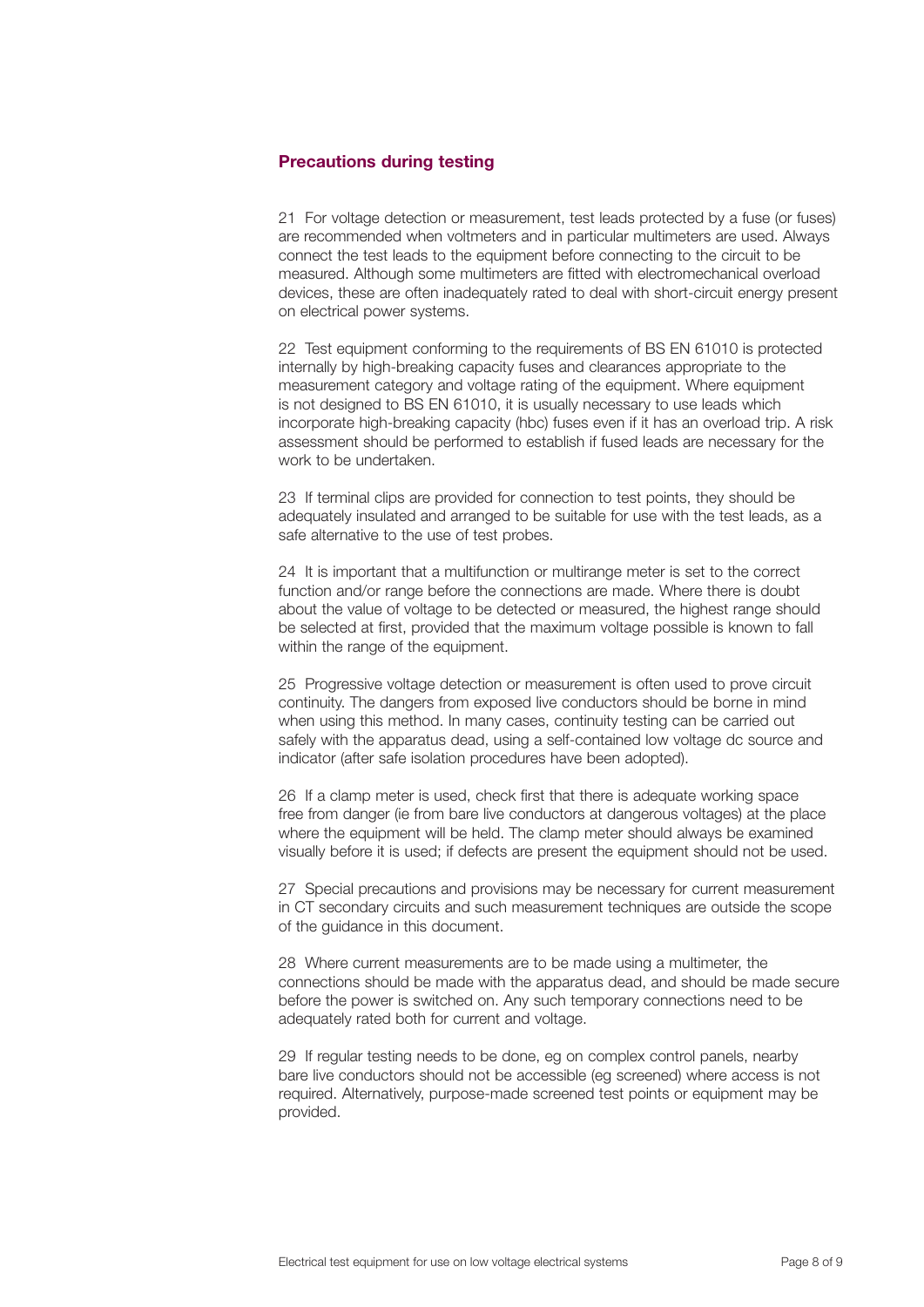## Precautions during testing

21 For voltage detection or measurement, test leads protected by a fuse (or fuses) are recommended when voltmeters and in particular multimeters are used. Always connect the test leads to the equipment before connecting to the circuit to be measured. Although some multimeters are fitted with electromechanical overload devices, these are often inadequately rated to deal with short-circuit energy present on electrical power systems.

22 Test equipment conforming to the requirements of BS EN 61010 is protected internally by high-breaking capacity fuses and clearances appropriate to the measurement category and voltage rating of the equipment. Where equipment is not designed to BS EN 61010, it is usually necessary to use leads which incorporate high-breaking capacity (hbc) fuses even if it has an overload trip. A risk assessment should be performed to establish if fused leads are necessary for the work to be undertaken.

23 If terminal clips are provided for connection to test points, they should be adequately insulated and arranged to be suitable for use with the test leads, as a safe alternative to the use of test probes.

24 It is important that a multifunction or multirange meter is set to the correct function and/or range before the connections are made. Where there is doubt about the value of voltage to be detected or measured, the highest range should be selected at first, provided that the maximum voltage possible is known to fall within the range of the equipment.

25 Progressive voltage detection or measurement is often used to prove circuit continuity. The dangers from exposed live conductors should be borne in mind when using this method. In many cases, continuity testing can be carried out safely with the apparatus dead, using a self-contained low voltage dc source and indicator (after safe isolation procedures have been adopted).

26 If a clamp meter is used, check first that there is adequate working space free from danger (ie from bare live conductors at dangerous voltages) at the place where the equipment will be held. The clamp meter should always be examined visually before it is used; if defects are present the equipment should not be used.

27 Special precautions and provisions may be necessary for current measurement in CT secondary circuits and such measurement techniques are outside the scope of the guidance in this document.

28 Where current measurements are to be made using a multimeter, the connections should be made with the apparatus dead, and should be made secure before the power is switched on. Any such temporary connections need to be adequately rated both for current and voltage.

29 If regular testing needs to be done, eg on complex control panels, nearby bare live conductors should not be accessible (eg screened) where access is not required. Alternatively, purpose-made screened test points or equipment may be provided.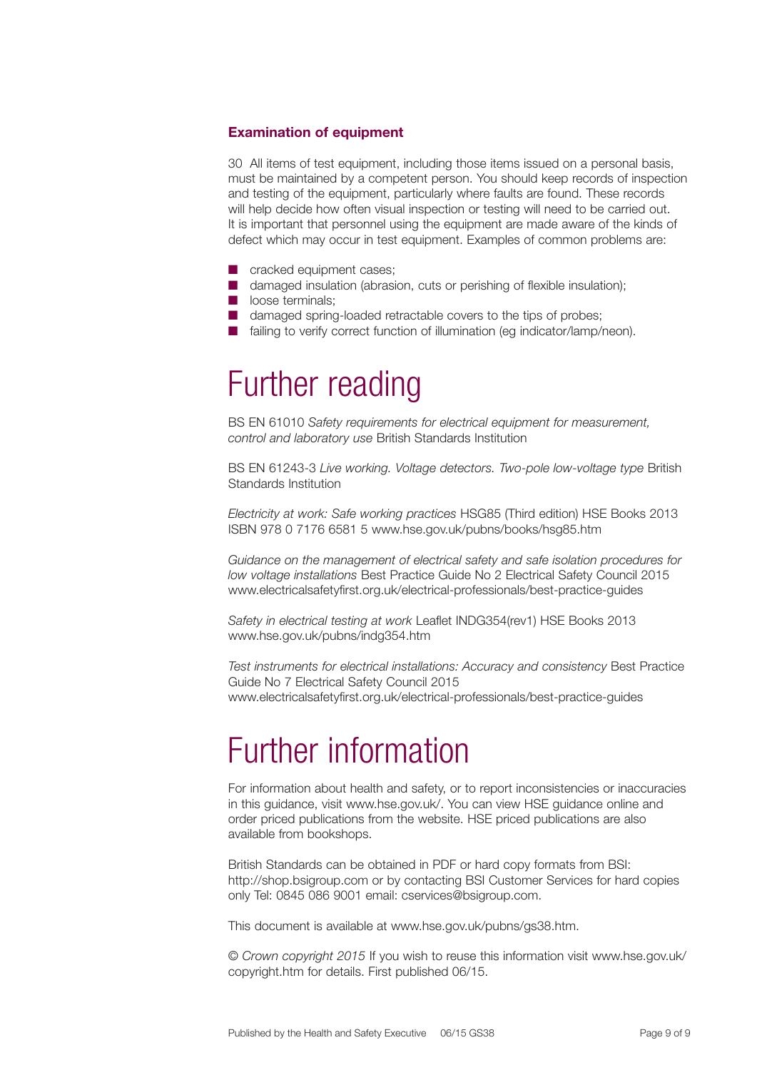### Examination of equipment

30 All items of test equipment, including those items issued on a personal basis, must be maintained by a competent person. You should keep records of inspection and testing of the equipment, particularly where faults are found. These records will help decide how often visual inspection or testing will need to be carried out. It is important that personnel using the equipment are made aware of the kinds of defect which may occur in test equipment. Examples of common problems are:

- cracked equipment cases;
- damaged insulation (abrasion, cuts or perishing of flexible insulation);
- loose terminals;
- damaged spring-loaded retractable covers to the tips of probes;
- failing to verify correct function of illumination (eg indicator/lamp/neon).

# Further reading

BS EN 61010 *Safety requirements for electrical equipment for measurement, control and laboratory use* British Standards Institution

BS EN 61243-3 *Live working. Voltage detectors. Two-pole low-voltage type* British Standards Institution

*Electricity at work: Safe working practices* HSG85 (Third edition) HSE Books 2013 ISBN 978 0 7176 6581 5 www.hse.gov.uk/pubns/books/hsg85.htm

*Guidance on the management of electrical safety and safe isolation procedures for low voltage installations* Best Practice Guide No 2 Electrical Safety Council 2015 www.electricalsafetyfirst.org.uk/electrical-professionals/best-practice-guides

*Safety in electrical testing at work* Leaflet INDG354(rev1) HSE Books 2013 www.hse.gov.uk/pubns/indg354.htm

*Test instruments for electrical installations: Accuracy and consistency* Best Practice Guide No 7 Electrical Safety Council 2015 www.electricalsafetyfirst.org.uk/electrical-professionals/best-practice-guides

# Further information

For information about health and safety, or to report inconsistencies or inaccuracies in this guidance, visit www.hse.gov.uk/. You can view HSE guidance online and order priced publications from the website. HSE priced publications are also available from bookshops.

British Standards can be obtained in PDF or hard copy formats from BSI: http://shop.bsigroup.com or by contacting BSI Customer Services for hard copies only Tel: 0845 086 9001 email: cservices@bsigroup.com.

This document is available at www.hse.gov.uk/pubns/gs38.htm.

© *Crown copyright 2015* If you wish to reuse this information visit www.hse.gov.uk/copyright.htm for details. First published 06/15.